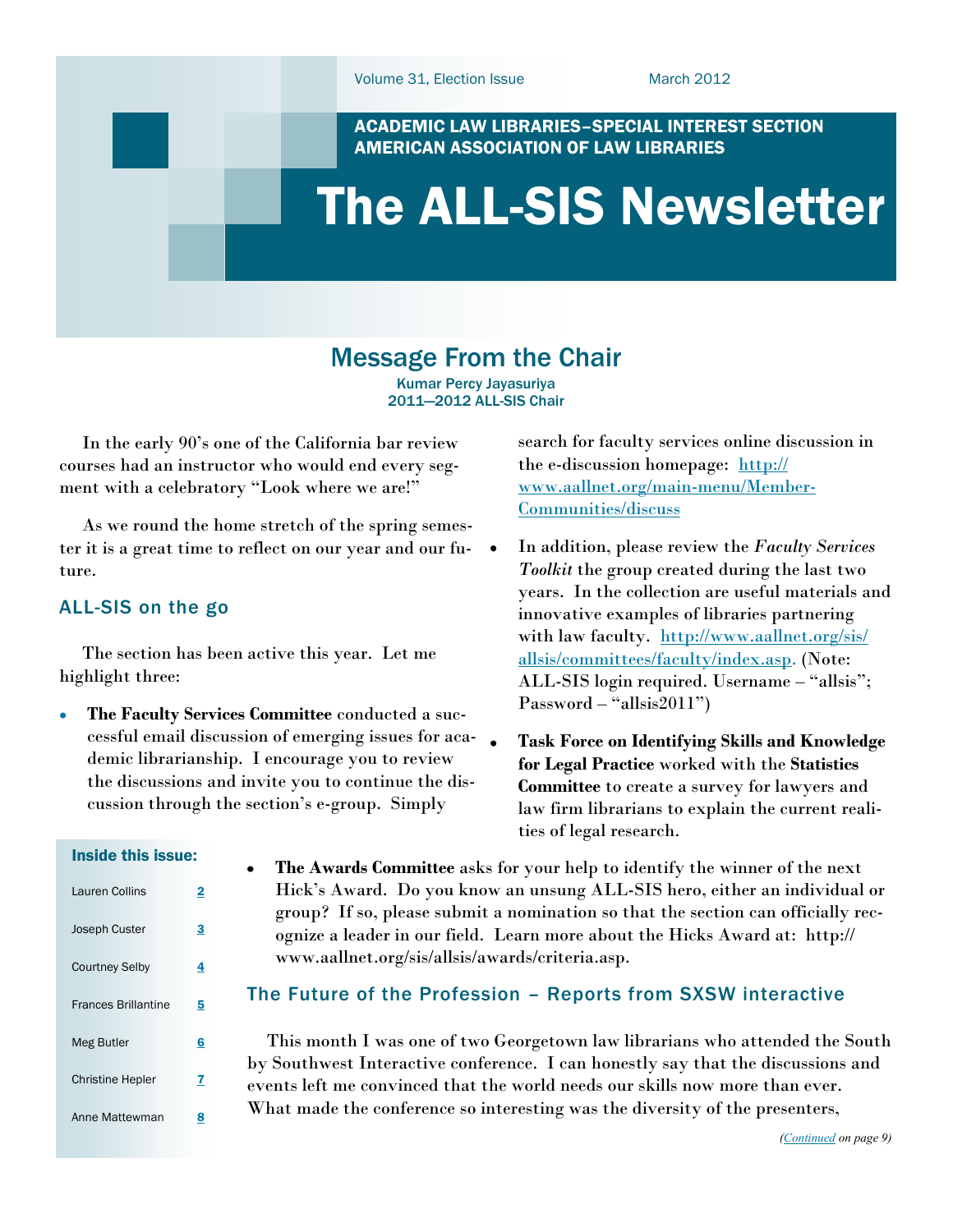Volume 31, Election Issue March 2012

ACADEMIC LAW LIBRARIES–SPECIAL INTEREST SECTION
AMERICAN ASSOCIATION OF LAW LIBRARIES

# The ALL-SIS Newsletter

## Message From the Chair

Kumar Percy Jayasuriya
2011—2012 ALL-SIS Chair

In the early 90's one of the California bar review courses had an instructor who would end every segment with a celebratory "Look where we are!"

As we round the home stretch of the spring semester it is a great time to reflect on our year and our future.

### ALL-SIS on the go

The section has been active this year. Let me highlight three:

- **The Faculty Services Committee** conducted a successful email discussion of emerging issues for academic librarianship. I encourage you to review the discussions and invite you to continue the discussion through the section's e-group. Simply search for faculty services online discussion in the e-discussion homepage: [http://www.aallnet.org/main-menu/Member-Communities/discuss](http://www.aallnet.org/main-menu/Member-Communities/discuss)
- In addition, please review the *Faculty Services Toolkit* the group created during the last two years. In the collection are useful materials and innovative examples of libraries partnering with law faculty. [http://www.aallnet.org/sis/allsis/committees/faculty/index.asp](http://www.aallnet.org/sis/allsis/committees/faculty/index.asp). (Note: ALL-SIS login required. Username – "allsis"; Password – "allsis2011")
- **Task Force on Identifying Skills and Knowledge for Legal Practice** worked with the **Statistics Committee** to create a survey for lawyers and law firm librarians to explain the current realities of legal research.
- **The Awards Committee** asks for your help to identify the winner of the next Hick's Award. Do you know an unsung ALL-SIS hero, either an individual or group? If so, please submit a nomination so that the section can officially recognize a leader in our field. Learn more about the Hicks Award at: http://www.aallnet.org/sis/allsis/awards/criteria.asp.

### The Future of the Profession – Reports from SXSW interactive

This month I was one of two Georgetown law librarians who attended the South by Southwest Interactive conference. I can honestly say that the discussions and events left me convinced that the world needs our skills now more than ever. What made the conference so interesting was the diversity of the presenters,

*(Continued on page 9)*

**Inside this issue:**

| | |
|---|---|
| Lauren Collins | 2 |
| Joseph Custer | 3 |
| Courtney Selby | 4 |
| Frances Brillantine | 5 |
| Meg Butler | 6 |
| Christine Hepler | 7 |
| Anne Mattewman | 8 |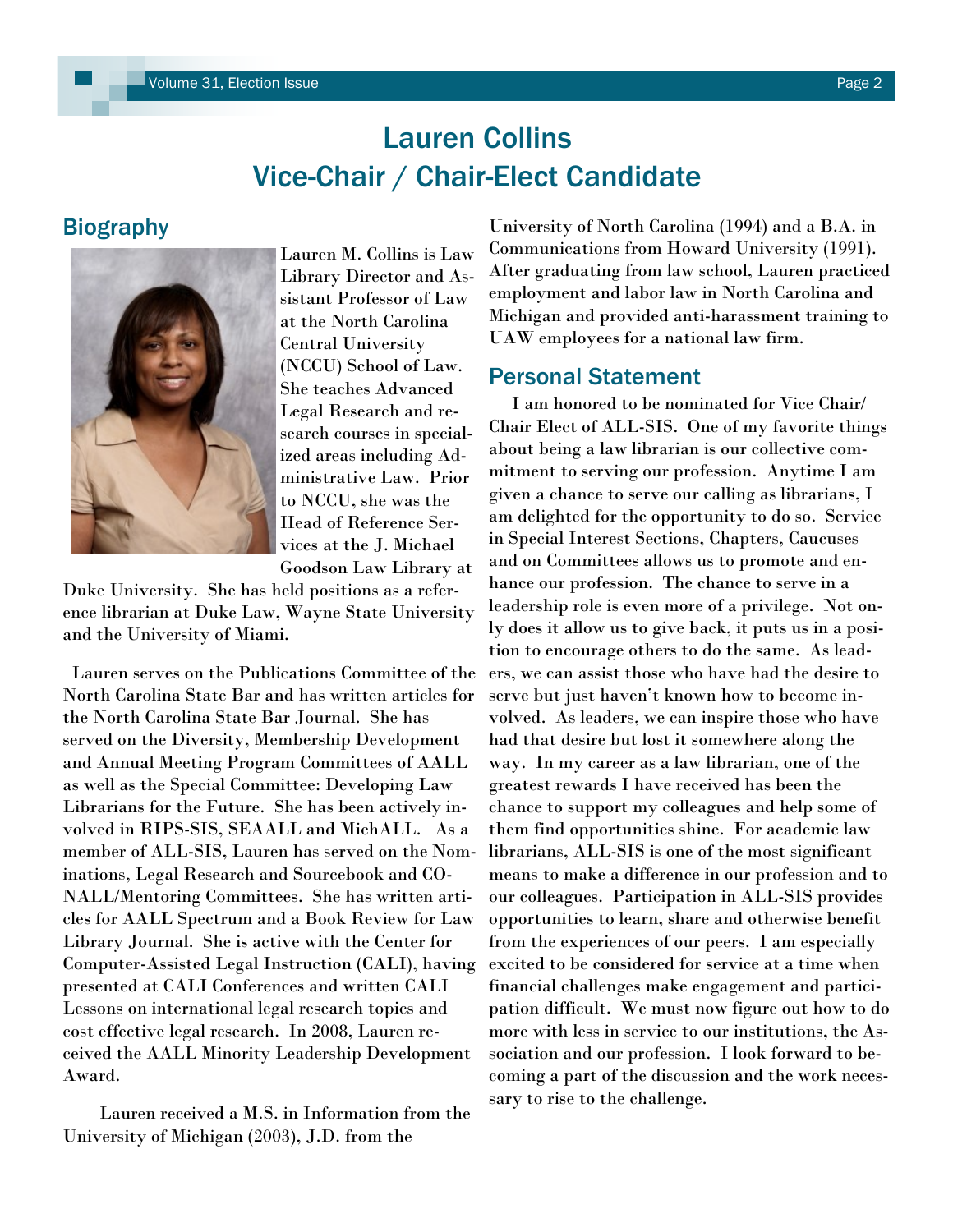# Lauren Collins
# Vice-Chair / Chair-Elect Candidate

## Biography

Lauren M. Collins is Law Library Director and Assistant Professor of Law at the North Carolina Central University (NCCU) School of Law. She teaches Advanced Legal Research and research courses in specialized areas including Administrative Law. Prior to NCCU, she was the Head of Reference Services at the J. Michael Goodson Law Library at Duke University. She has held positions as a reference librarian at Duke Law, Wayne State University and the University of Miami.

Lauren serves on the Publications Committee of the North Carolina State Bar and has written articles for the North Carolina State Bar Journal. She has served on the Diversity, Membership Development and Annual Meeting Program Committees of AALL as well as the Special Committee: Developing Law Librarians for the Future. She has been actively involved in RIPS-SIS, SEAALL and MichALL. As a member of ALL-SIS, Lauren has served on the Nominations, Legal Research and Sourcebook and CONALL/Mentoring Committees. She has written articles for AALL Spectrum and a Book Review for Law Library Journal. She is active with the Center for Computer-Assisted Legal Instruction (CALI), having presented at CALI Conferences and written CALI Lessons on international legal research topics and cost effective legal research. In 2008, Lauren received the AALL Minority Leadership Development Award.

Lauren received a M.S. in Information from the University of Michigan (2003), J.D. from the University of North Carolina (1994) and a B.A. in Communications from Howard University (1991). After graduating from law school, Lauren practiced employment and labor law in North Carolina and Michigan and provided anti-harassment training to UAW employees for a national law firm.

## Personal Statement

I am honored to be nominated for Vice Chair/ Chair Elect of ALL-SIS. One of my favorite things about being a law librarian is our collective commitment to serving our profession. Anytime I am given a chance to serve our calling as librarians, I am delighted for the opportunity to do so. Service in Special Interest Sections, Chapters, Caucuses and on Committees allows us to promote and enhance our profession. The chance to serve in a leadership role is even more of a privilege. Not only does it allow us to give back, it puts us in a position to encourage others to do the same. As leaders, we can assist those who have had the desire to serve but just haven't known how to become involved. As leaders, we can inspire those who have had that desire but lost it somewhere along the way. In my career as a law librarian, one of the greatest rewards I have received has been the chance to support my colleagues and help some of them find opportunities shine. For academic law librarians, ALL-SIS is one of the most significant means to make a difference in our profession and to our colleagues. Participation in ALL-SIS provides opportunities to learn, share and otherwise benefit from the experiences of our peers. I am especially excited to be considered for service at a time when financial challenges make engagement and participation difficult. We must now figure out how to do more with less in service to our institutions, the Association and our profession. I look forward to becoming a part of the discussion and the work necessary to rise to the challenge.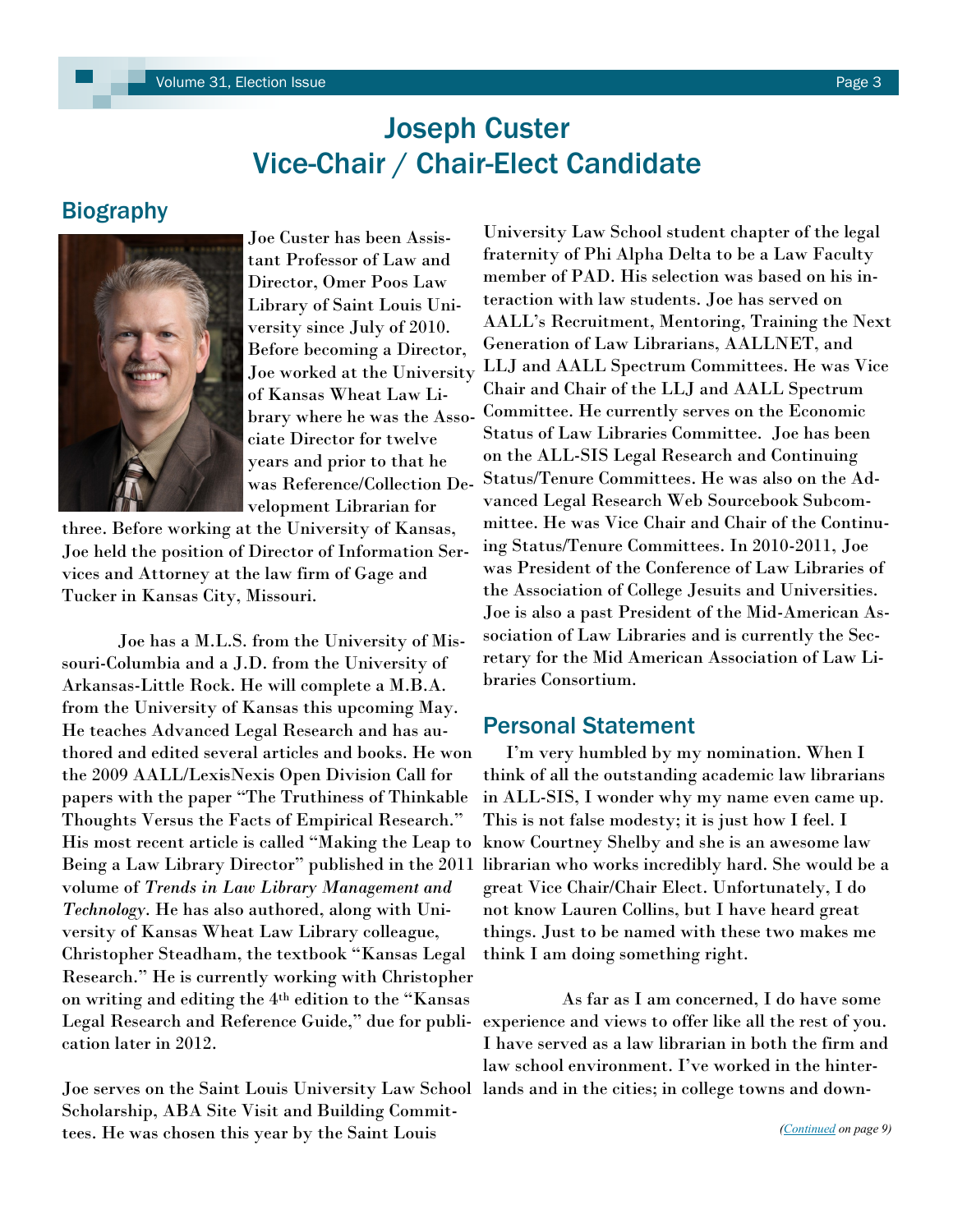# Joseph Custer
# Vice-Chair / Chair-Elect Candidate

## Biography

Joe Custer has been Assistant Professor of Law and Director, Omer Poos Law Library of Saint Louis University since July of 2010. Before becoming a Director, Joe worked at the University of Kansas Wheat Law Library where he was the Associate Director for twelve years and prior to that he was Reference/Collection Development Librarian for three. Before working at the University of Kansas, Joe held the position of Director of Information Services and Attorney at the law firm of Gage and Tucker in Kansas City, Missouri.

Joe has a M.L.S. from the University of Missouri-Columbia and a J.D. from the University of Arkansas-Little Rock. He will complete a M.B.A. from the University of Kansas this upcoming May. He teaches Advanced Legal Research and has authored and edited several articles and books. He won the 2009 AALL/LexisNexis Open Division Call for papers with the paper "The Truthiness of Thinkable Thoughts Versus the Facts of Empirical Research." His most recent article is called "Making the Leap to Being a Law Library Director" published in the 2011 volume of *Trends in Law Library Management and Technology*. He has also authored, along with University of Kansas Wheat Law Library colleague, Christopher Steadham, the textbook "Kansas Legal Research." He is currently working with Christopher on writing and editing the 4th edition to the "Kansas Legal Research and Reference Guide," due for publication later in 2012.

Joe serves on the Saint Louis University Law School Scholarship, ABA Site Visit and Building Committees. He was chosen this year by the Saint Louis University Law School student chapter of the legal fraternity of Phi Alpha Delta to be a Law Faculty member of PAD. His selection was based on his interaction with law students. Joe has served on AALL's Recruitment, Mentoring, Training the Next Generation of Law Librarians, AALLNET, and LLJ and AALL Spectrum Committees. He was Vice Chair and Chair of the LLJ and AALL Spectrum Committee. He currently serves on the Economic Status of Law Libraries Committee. Joe has been on the ALL-SIS Legal Research and Continuing Status/Tenure Committees. He was also on the Advanced Legal Research Web Sourcebook Subcommittee. He was Vice Chair and Chair of the Continuing Status/Tenure Committees. In 2010-2011, Joe was President of the Conference of Law Libraries of the Association of College Jesuits and Universities. Joe is also a past President of the Mid-American Association of Law Libraries and is currently the Secretary for the Mid American Association of Law Libraries Consortium.

## Personal Statement

I'm very humbled by my nomination. When I think of all the outstanding academic law librarians in ALL-SIS, I wonder why my name even came up. This is not false modesty; it is just how I feel. I know Courtney Shelby and she is an awesome law librarian who works incredibly hard. She would be a great Vice Chair/Chair Elect. Unfortunately, I do not know Lauren Collins, but I have heard great things. Just to be named with these two makes me think I am doing something right.

As far as I am concerned, I do have some experience and views to offer like all the rest of you. I have served as a law librarian in both the firm and law school environment. I've worked in the hinterlands and in the cities; in college towns and down-

*(Continued on page 9)*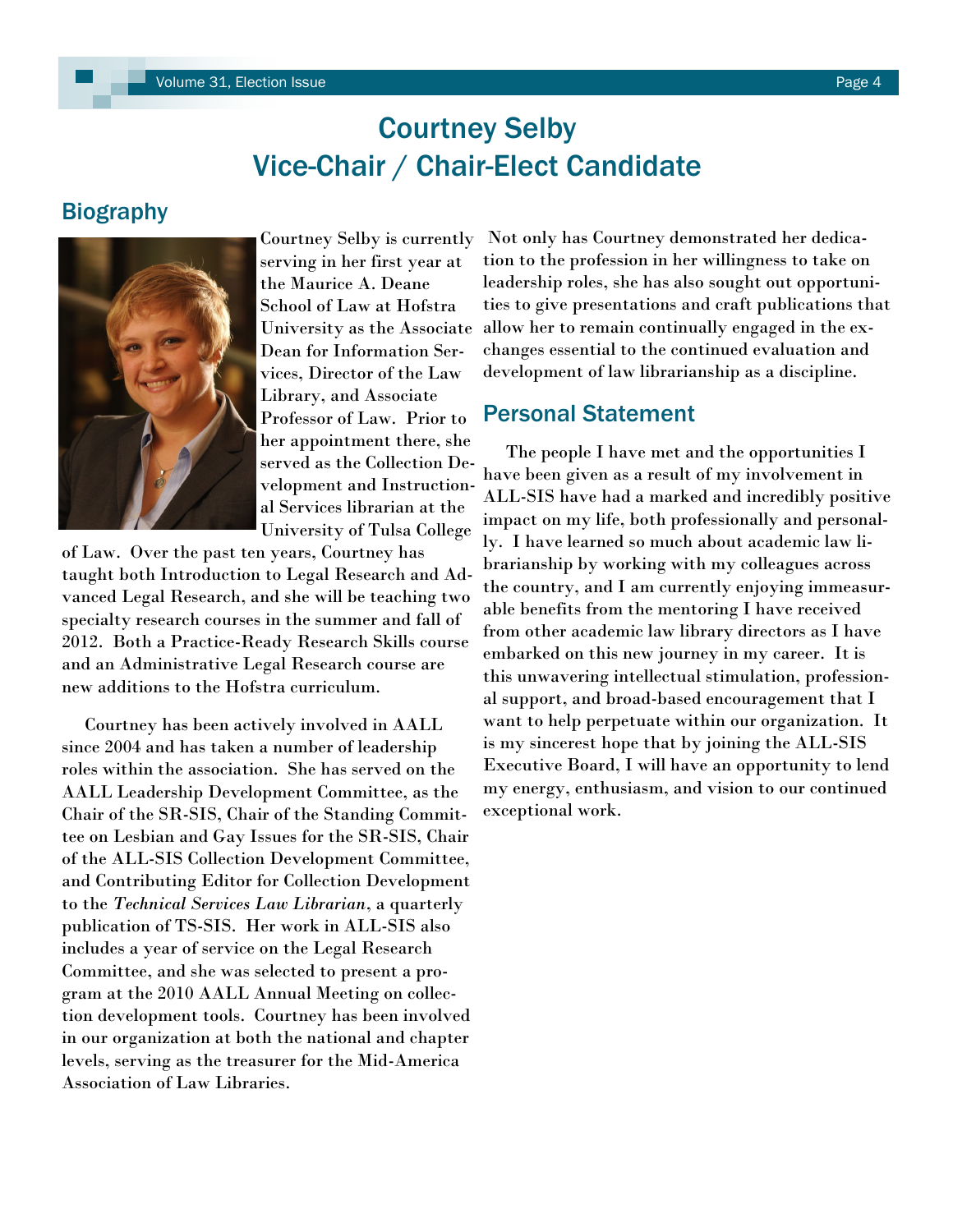# Courtney Selby
# Vice-Chair / Chair-Elect Candidate

## Biography

Courtney Selby is currently serving in her first year at the Maurice A. Deane School of Law at Hofstra University as the Associate Dean for Information Services, Director of the Law Library, and Associate Professor of Law. Prior to her appointment there, she served as the Collection Development and Instructional Services librarian at the University of Tulsa College of Law. Over the past ten years, Courtney has taught both Introduction to Legal Research and Advanced Legal Research, and she will be teaching two specialty research courses in the summer and fall of 2012. Both a Practice-Ready Research Skills course and an Administrative Legal Research course are new additions to the Hofstra curriculum.

Courtney has been actively involved in AALL since 2004 and has taken a number of leadership roles within the association. She has served on the AALL Leadership Development Committee, as the Chair of the SR-SIS, Chair of the Standing Committee on Lesbian and Gay Issues for the SR-SIS, Chair of the ALL-SIS Collection Development Committee, and Contributing Editor for Collection Development to the *Technical Services Law Librarian*, a quarterly publication of TS-SIS. Her work in ALL-SIS also includes a year of service on the Legal Research Committee, and she was selected to present a program at the 2010 AALL Annual Meeting on collection development tools. Courtney has been involved in our organization at both the national and chapter levels, serving as the treasurer for the Mid-America Association of Law Libraries.

Not only has Courtney demonstrated her dedication to the profession in her willingness to take on leadership roles, she has also sought out opportunities to give presentations and craft publications that allow her to remain continually engaged in the exchanges essential to the continued evaluation and development of law librarianship as a discipline.

## Personal Statement

The people I have met and the opportunities I have been given as a result of my involvement in ALL-SIS have had a marked and incredibly positive impact on my life, both professionally and personally. I have learned so much about academic law librarianship by working with my colleagues across the country, and I am currently enjoying immeasurable benefits from the mentoring I have received from other academic law library directors as I have embarked on this new journey in my career. It is this unwavering intellectual stimulation, professional support, and broad-based encouragement that I want to help perpetuate within our organization. It is my sincerest hope that by joining the ALL-SIS Executive Board, I will have an opportunity to lend my energy, enthusiasm, and vision to our continued exceptional work.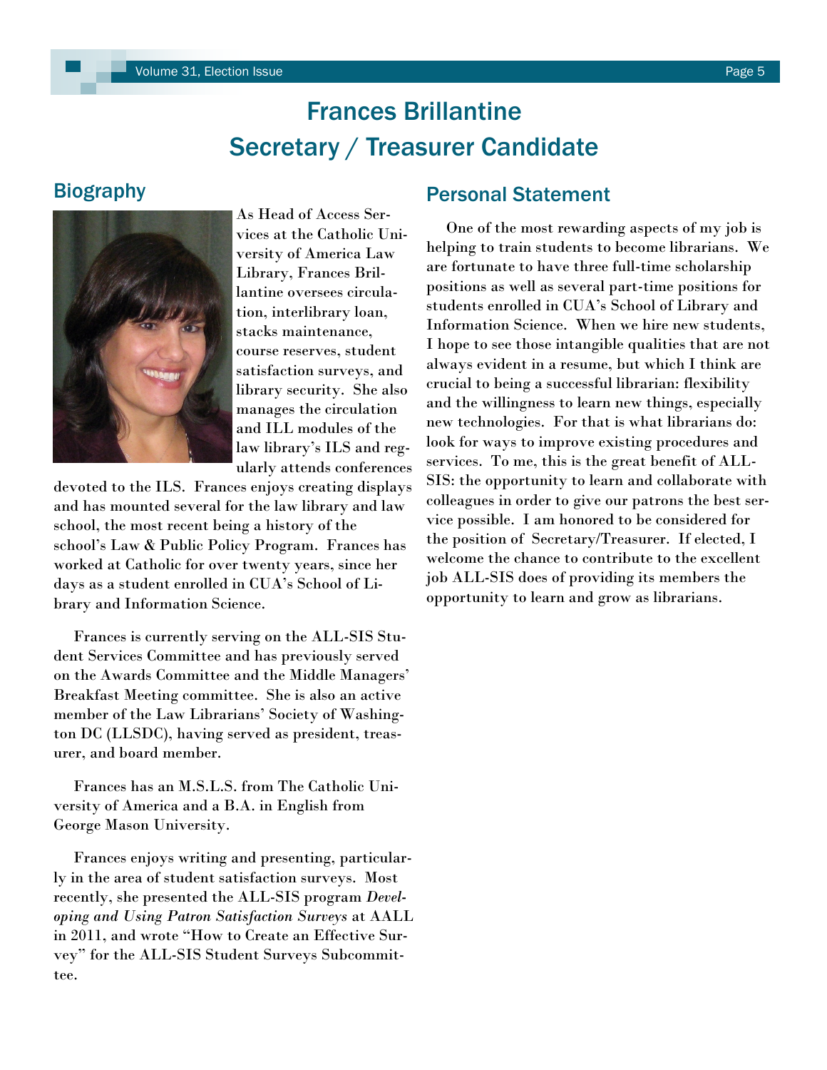# Frances Brillantine
# Secretary / Treasurer Candidate

## Biography

As Head of Access Services at the Catholic University of America Law Library, Frances Brillantine oversees circulation, interlibrary loan, stacks maintenance, course reserves, student satisfaction surveys, and library security. She also manages the circulation and ILL modules of the law library's ILS and regularly attends conferences devoted to the ILS. Frances enjoys creating displays and has mounted several for the law library and law school, the most recent being a history of the school's Law & Public Policy Program. Frances has worked at Catholic for over twenty years, since her days as a student enrolled in CUA's School of Library and Information Science.

Frances is currently serving on the ALL-SIS Student Services Committee and has previously served on the Awards Committee and the Middle Managers' Breakfast Meeting committee. She is also an active member of the Law Librarians' Society of Washington DC (LLSDC), having served as president, treasurer, and board member.

Frances has an M.S.L.S. from The Catholic University of America and a B.A. in English from George Mason University.

Frances enjoys writing and presenting, particularly in the area of student satisfaction surveys. Most recently, she presented the ALL-SIS program *Developing and Using Patron Satisfaction Surveys* at AALL in 2011, and wrote "How to Create an Effective Survey" for the ALL-SIS Student Surveys Subcommittee.

## Personal Statement

One of the most rewarding aspects of my job is helping to train students to become librarians. We are fortunate to have three full-time scholarship positions as well as several part-time positions for students enrolled in CUA's School of Library and Information Science. When we hire new students, I hope to see those intangible qualities that are not always evident in a resume, but which I think are crucial to being a successful librarian: flexibility and the willingness to learn new things, especially new technologies. For that is what librarians do: look for ways to improve existing procedures and services. To me, this is the great benefit of ALL-SIS: the opportunity to learn and collaborate with colleagues in order to give our patrons the best service possible. I am honored to be considered for the position of Secretary/Treasurer. If elected, I welcome the chance to contribute to the excellent job ALL-SIS does of providing its members the opportunity to learn and grow as librarians.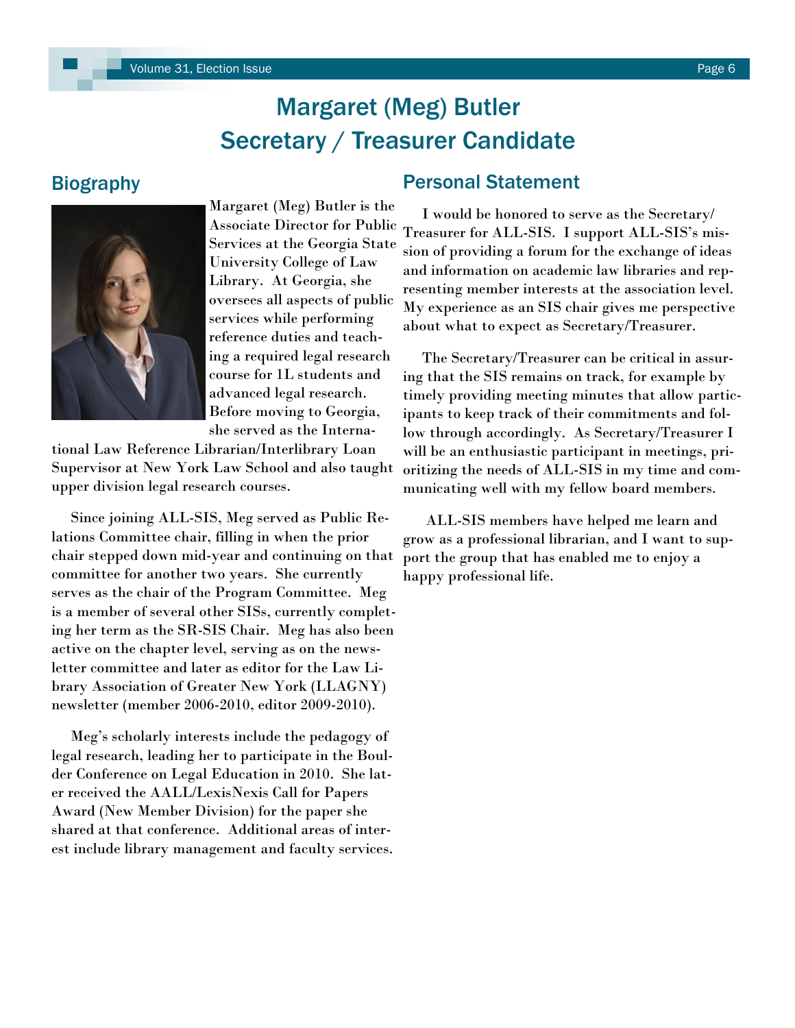# Margaret (Meg) Butler
# Secretary / Treasurer Candidate

## Biography

Margaret (Meg) Butler is the Associate Director for Public Services at the Georgia State University College of Law Library. At Georgia, she oversees all aspects of public services while performing reference duties and teaching a required legal research course for 1L students and advanced legal research. Before moving to Georgia, she served as the International Law Reference Librarian/Interlibrary Loan Supervisor at New York Law School and also taught upper division legal research courses.

Since joining ALL-SIS, Meg served as Public Relations Committee chair, filling in when the prior chair stepped down mid-year and continuing on that committee for another two years. She currently serves as the chair of the Program Committee. Meg is a member of several other SISs, currently completing her term as the SR-SIS Chair. Meg has also been active on the chapter level, serving as on the newsletter committee and later as editor for the Law Library Association of Greater New York (LLAGNY) newsletter (member 2006-2010, editor 2009-2010).

Meg's scholarly interests include the pedagogy of legal research, leading her to participate in the Boulder Conference on Legal Education in 2010. She later received the AALL/LexisNexis Call for Papers Award (New Member Division) for the paper she shared at that conference. Additional areas of interest include library management and faculty services.

## Personal Statement

I would be honored to serve as the Secretary/Treasurer for ALL-SIS. I support ALL-SIS's mission of providing a forum for the exchange of ideas and information on academic law libraries and representing member interests at the association level. My experience as an SIS chair gives me perspective about what to expect as Secretary/Treasurer.

The Secretary/Treasurer can be critical in assuring that the SIS remains on track, for example by timely providing meeting minutes that allow participants to keep track of their commitments and follow through accordingly. As Secretary/Treasurer I will be an enthusiastic participant in meetings, prioritizing the needs of ALL-SIS in my time and communicating well with my fellow board members.

ALL-SIS members have helped me learn and grow as a professional librarian, and I want to support the group that has enabled me to enjoy a happy professional life.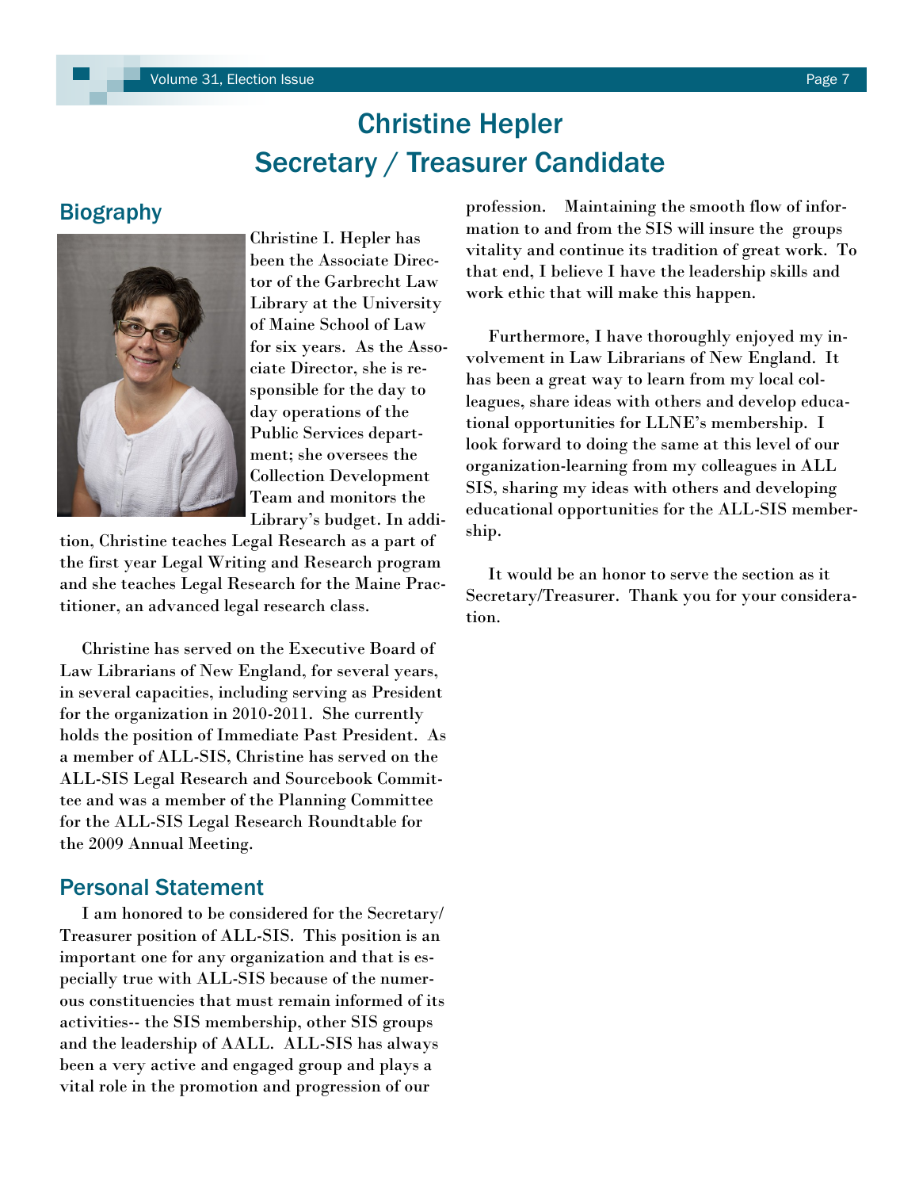# Christine Hepler
# Secretary / Treasurer Candidate

## Biography

Christine I. Hepler has been the Associate Director of the Garbrecht Law Library at the University of Maine School of Law for six years. As the Associate Director, she is responsible for the day to day operations of the Public Services department; she oversees the Collection Development Team and monitors the Library's budget. In addition, Christine teaches Legal Research as a part of the first year Legal Writing and Research program and she teaches Legal Research for the Maine Practitioner, an advanced legal research class.

Christine has served on the Executive Board of Law Librarians of New England, for several years, in several capacities, including serving as President for the organization in 2010-2011. She currently holds the position of Immediate Past President. As a member of ALL-SIS, Christine has served on the ALL-SIS Legal Research and Sourcebook Committee and was a member of the Planning Committee for the ALL-SIS Legal Research Roundtable for the 2009 Annual Meeting.

## Personal Statement

I am honored to be considered for the Secretary/Treasurer position of ALL-SIS. This position is an important one for any organization and that is especially true with ALL-SIS because of the numerous constituencies that must remain informed of its activities-- the SIS membership, other SIS groups and the leadership of AALL. ALL-SIS has always been a very active and engaged group and plays a vital role in the promotion and progression of our profession. Maintaining the smooth flow of information to and from the SIS will insure the groups vitality and continue its tradition of great work. To that end, I believe I have the leadership skills and work ethic that will make this happen.

Furthermore, I have thoroughly enjoyed my involvement in Law Librarians of New England. It has been a great way to learn from my local colleagues, share ideas with others and develop educational opportunities for LLNE's membership. I look forward to doing the same at this level of our organization-learning from my colleagues in ALL SIS, sharing my ideas with others and developing educational opportunities for the ALL-SIS membership.

It would be an honor to serve the section as it Secretary/Treasurer. Thank you for your consideration.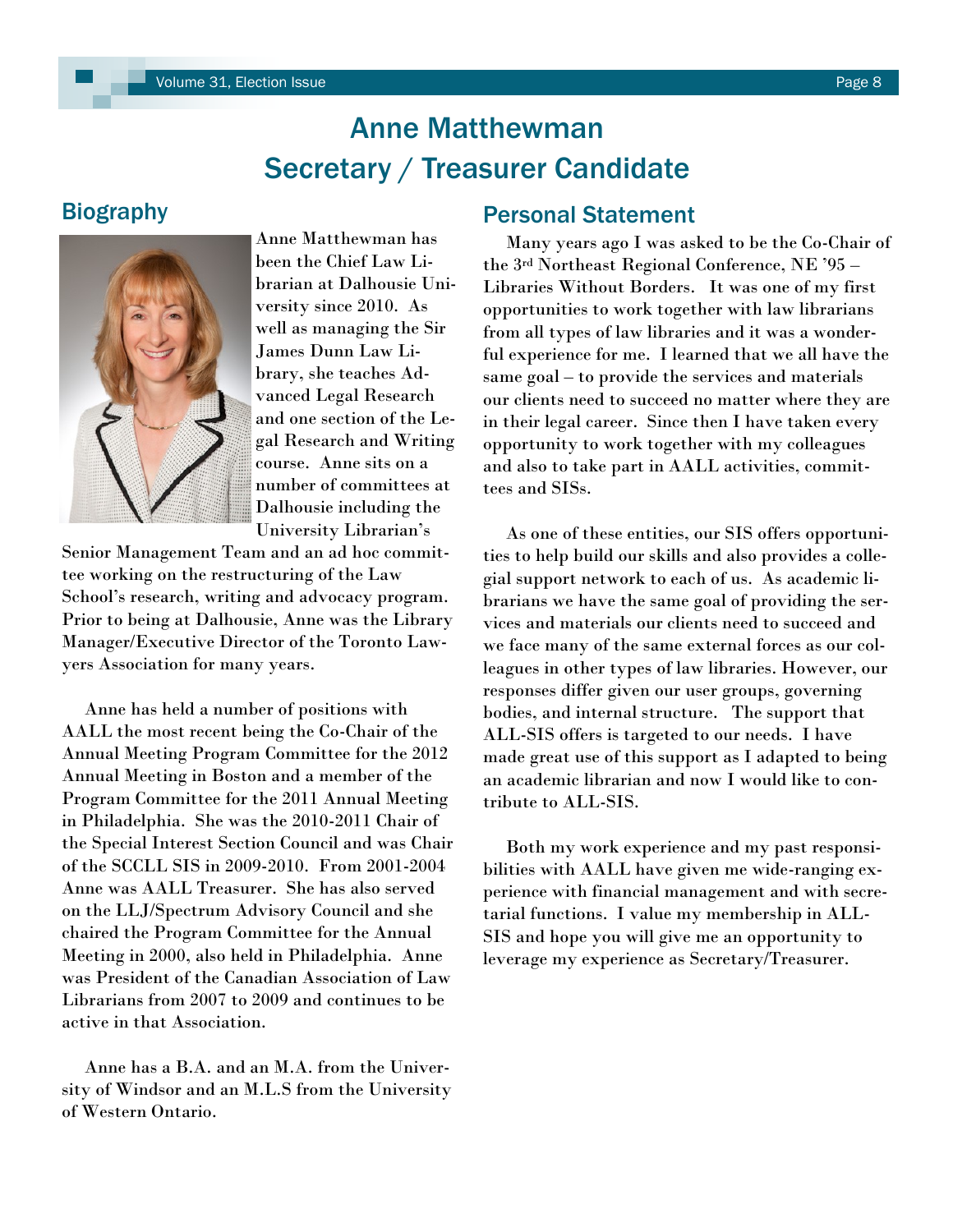# Anne Matthewman
# Secretary / Treasurer Candidate

## Biography

Anne Matthewman has been the Chief Law Librarian at Dalhousie University since 2010. As well as managing the Sir James Dunn Law Library, she teaches Advanced Legal Research and one section of the Legal Research and Writing course. Anne sits on a number of committees at Dalhousie including the University Librarian's Senior Management Team and an ad hoc committee working on the restructuring of the Law School's research, writing and advocacy program. Prior to being at Dalhousie, Anne was the Library Manager/Executive Director of the Toronto Lawyers Association for many years.

Anne has held a number of positions with AALL the most recent being the Co-Chair of the Annual Meeting Program Committee for the 2012 Annual Meeting in Boston and a member of the Program Committee for the 2011 Annual Meeting in Philadelphia. She was the 2010-2011 Chair of the Special Interest Section Council and was Chair of the SCCLL SIS in 2009-2010. From 2001-2004 Anne was AALL Treasurer. She has also served on the LLJ/Spectrum Advisory Council and she chaired the Program Committee for the Annual Meeting in 2000, also held in Philadelphia. Anne was President of the Canadian Association of Law Librarians from 2007 to 2009 and continues to be active in that Association.

Anne has a B.A. and an M.A. from the University of Windsor and an M.L.S from the University of Western Ontario.

## Personal Statement

Many years ago I was asked to be the Co-Chair of the 3rd Northeast Regional Conference, NE '95 – Libraries Without Borders. It was one of my first opportunities to work together with law librarians from all types of law libraries and it was a wonderful experience for me. I learned that we all have the same goal – to provide the services and materials our clients need to succeed no matter where they are in their legal career. Since then I have taken every opportunity to work together with my colleagues and also to take part in AALL activities, committees and SISs.

As one of these entities, our SIS offers opportunities to help build our skills and also provides a collegial support network to each of us. As academic librarians we have the same goal of providing the services and materials our clients need to succeed and we face many of the same external forces as our colleagues in other types of law libraries. However, our responses differ given our user groups, governing bodies, and internal structure. The support that ALL-SIS offers is targeted to our needs. I have made great use of this support as I adapted to being an academic librarian and now I would like to contribute to ALL-SIS.

Both my work experience and my past responsibilities with AALL have given me wide-ranging experience with financial management and with secretarial functions. I value my membership in ALL-SIS and hope you will give me an opportunity to leverage my experience as Secretary/Treasurer.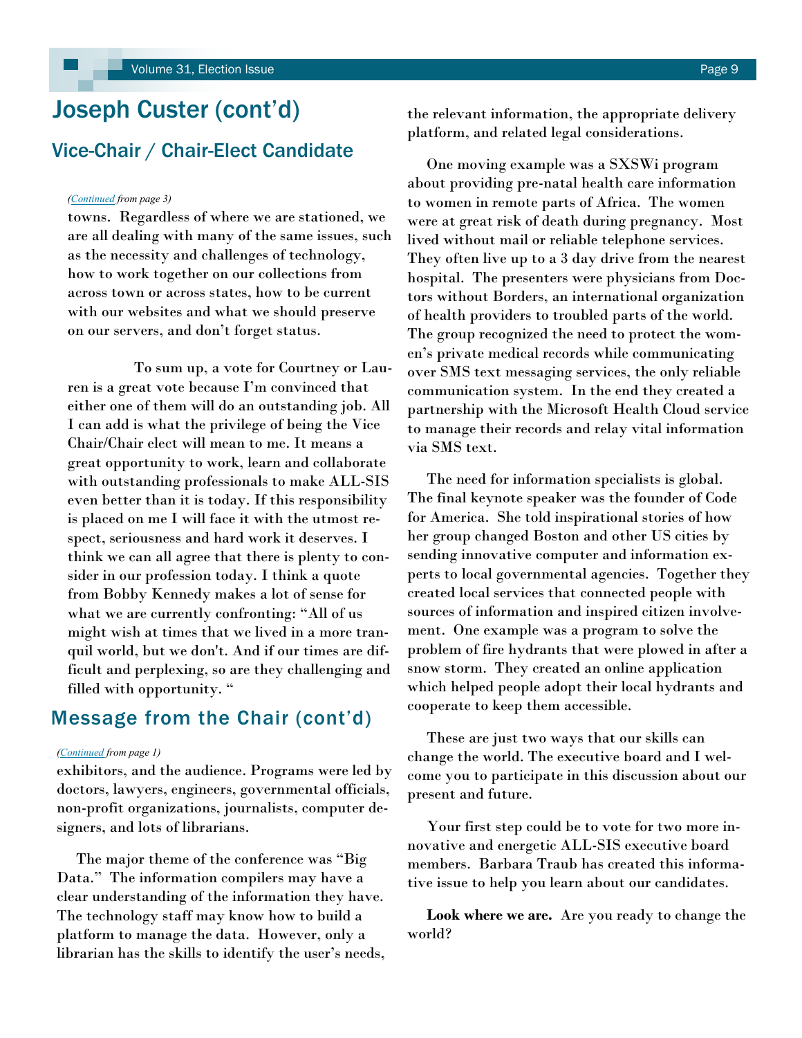# Joseph Custer (cont'd)

## Vice-Chair / Chair-Elect Candidate

*(Continued from page 3)*

towns. Regardless of where we are stationed, we are all dealing with many of the same issues, such as the necessity and challenges of technology, how to work together on our collections from across town or across states, how to be current with our websites and what we should preserve on our servers, and don't forget status.

To sum up, a vote for Courtney or Lauren is a great vote because I'm convinced that either one of them will do an outstanding job. All I can add is what the privilege of being the Vice Chair/Chair elect will mean to me. It means a great opportunity to work, learn and collaborate with outstanding professionals to make ALL-SIS even better than it is today. If this responsibility is placed on me I will face it with the utmost respect, seriousness and hard work it deserves. I think we can all agree that there is plenty to consider in our profession today. I think a quote from Bobby Kennedy makes a lot of sense for what we are currently confronting: "All of us might wish at times that we lived in a more tranquil world, but we don't. And if our times are difficult and perplexing, so are they challenging and filled with opportunity. "

## Message from the Chair (cont'd)

*(Continued from page 1)*

exhibitors, and the audience. Programs were led by doctors, lawyers, engineers, governmental officials, non-profit organizations, journalists, computer designers, and lots of librarians.

The major theme of the conference was "Big Data." The information compilers may have a clear understanding of the information they have. The technology staff may know how to build a platform to manage the data. However, only a librarian has the skills to identify the user's needs, the relevant information, the appropriate delivery platform, and related legal considerations.

One moving example was a SXSWi program about providing pre-natal health care information to women in remote parts of Africa. The women were at great risk of death during pregnancy. Most lived without mail or reliable telephone services. They often live up to a 3 day drive from the nearest hospital. The presenters were physicians from Doctors without Borders, an international organization of health providers to troubled parts of the world. The group recognized the need to protect the women's private medical records while communicating over SMS text messaging services, the only reliable communication system. In the end they created a partnership with the Microsoft Health Cloud service to manage their records and relay vital information via SMS text.

The need for information specialists is global. The final keynote speaker was the founder of Code for America. She told inspirational stories of how her group changed Boston and other US cities by sending innovative computer and information experts to local governmental agencies. Together they created local services that connected people with sources of information and inspired citizen involvement. One example was a program to solve the problem of fire hydrants that were plowed in after a snow storm. They created an online application which helped people adopt their local hydrants and cooperate to keep them accessible.

These are just two ways that our skills can change the world. The executive board and I welcome you to participate in this discussion about our present and future.

Your first step could be to vote for two more innovative and energetic ALL-SIS executive board members. Barbara Traub has created this informative issue to help you learn about our candidates.

**Look where we are.** Are you ready to change the world?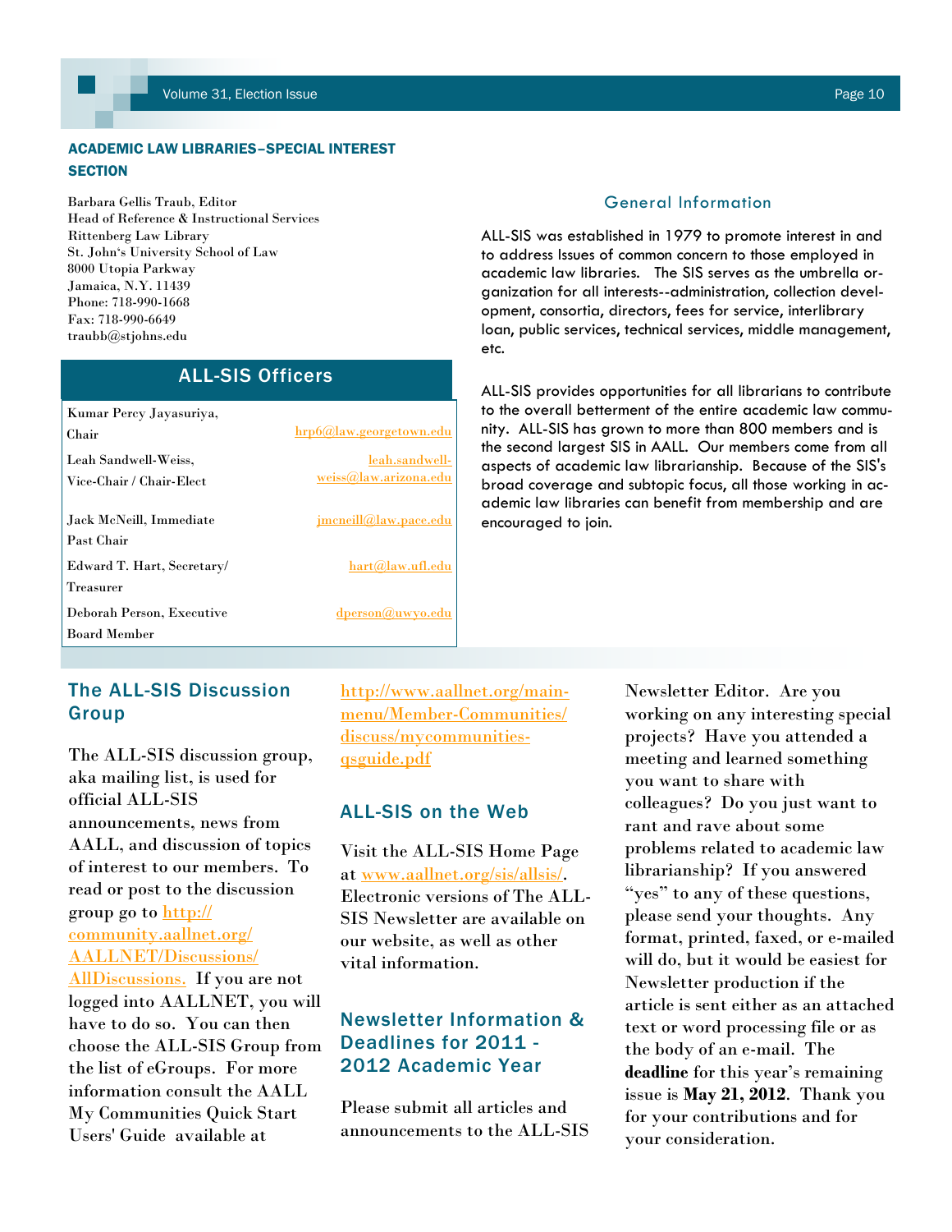## ACADEMIC LAW LIBRARIES–SPECIAL INTEREST SECTION

Barbara Gellis Traub, Editor
Head of Reference & Instructional Services
Rittenberg Law Library
St. John's University School of Law
8000 Utopia Parkway
Jamaica, N.Y. 11439
Phone: 718-990-1668
Fax: 718-990-6649
traubb@stjohns.edu

### ALL-SIS Officers

| | |
|---|---|
| Kumar Percy Jayasuriya, Chair | hrp6@law.georgetown.edu |
| Leah Sandwell-Weiss, Vice-Chair / Chair-Elect | leah.sandwell-weiss@law.arizona.edu |
| Jack McNeill, Immediate Past Chair | jmcneill@law.pace.edu |
| Edward T. Hart, Secretary/ Treasurer | hart@law.ufl.edu |
| Deborah Person, Executive Board Member | dperson@uwyo.edu |

### General Information

ALL-SIS was established in 1979 to promote interest in and to address Issues of common concern to those employed in academic law libraries. The SIS serves as the umbrella organization for all interests--administration, collection development, consortia, directors, fees for service, interlibrary loan, public services, technical services, middle management, etc.

ALL-SIS provides opportunities for all librarians to contribute to the overall betterment of the entire academic law community. ALL-SIS has grown to more than 800 members and is the second largest SIS in AALL. Our members come from all aspects of academic law librarianship. Because of the SIS's broad coverage and subtopic focus, all those working in academic law libraries can benefit from membership and are encouraged to join.

### The ALL-SIS Discussion Group

The ALL-SIS discussion group, aka mailing list, is used for official ALL-SIS announcements, news from AALL, and discussion of topics of interest to our members. To read or post to the discussion group go to http://community.aallnet.org/AALLNET/Discussions/AllDiscussions. If you are not logged into AALLNET, you will have to do so. You can then choose the ALL-SIS Group from the list of eGroups. For more information consult the AALL My Communities Quick Start Users' Guide available at http://www.aallnet.org/main-menu/Member-Communities/discuss/mycommunities-qsguide.pdf

### ALL-SIS on the Web

Visit the ALL-SIS Home Page at www.aallnet.org/sis/allsis/. Electronic versions of The ALL-SIS Newsletter are available on our website, as well as other vital information.

### Newsletter Information & Deadlines for 2011 - 2012 Academic Year

Please submit all articles and announcements to the ALL-SIS Newsletter Editor. Are you working on any interesting special projects? Have you attended a meeting and learned something you want to share with colleagues? Do you just want to rant and rave about some problems related to academic law librarianship? If you answered "yes" to any of these questions, please send your thoughts. Any format, printed, faxed, or e-mailed will do, but it would be easiest for Newsletter production if the article is sent either as an attached text or word processing file or as the body of an e-mail. The **deadline** for this year's remaining issue is **May 21, 2012**. Thank you for your contributions and for your consideration.